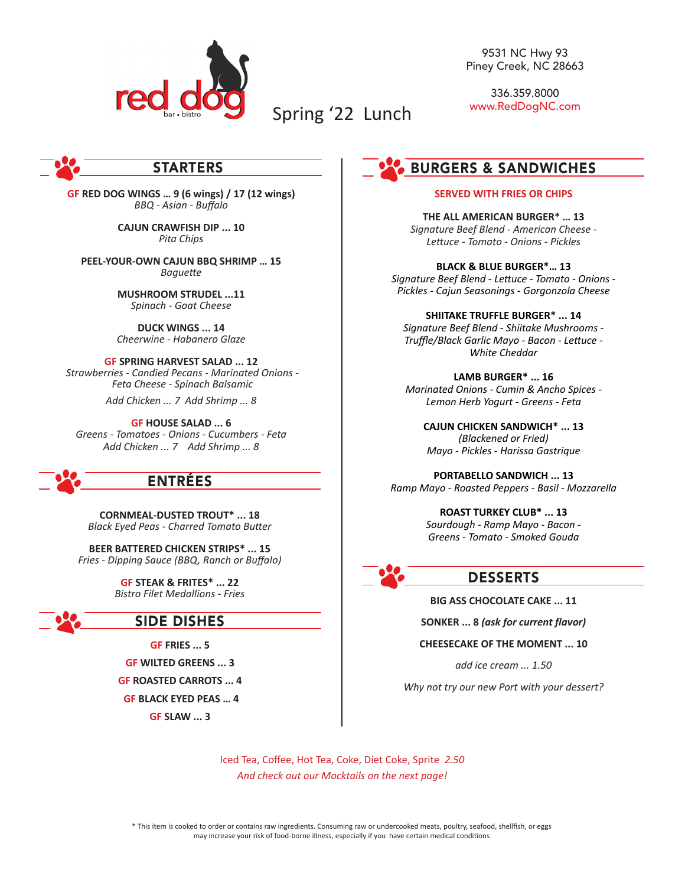# red dog bar • bistro

## Spring '22 Lunch

9531 NC Hwy 93
Piney Creek, NC 28663

336.359.8000
www.RedDogNC.com

## STARTERS

**GF RED DOG WINGS … 9 (6 wings) / 17 (12 wings)**
*BBQ - Asian - Buffalo*

**CAJUN CRAWFISH DIP … 10**
*Pita Chips*

**PEEL-YOUR-OWN CAJUN BBQ SHRIMP … 15**
*Baguette*

**MUSHROOM STRUDEL …11**
*Spinach - Goat Cheese*

**DUCK WINGS … 14**
*Cheerwine - Habanero Glaze*

**GF SPRING HARVEST SALAD … 12**
*Strawberries - Candied Pecans - Marinated Onions - Feta Cheese - Spinach Balsamic*
*Add Chicken … 7 Add Shrimp … 8*

**GF HOUSE SALAD … 6**
*Greens - Tomatoes - Onions - Cucumbers - Feta*
*Add Chicken … 7 Add Shrimp … 8*

## ENTRÉES

**CORNMEAL-DUSTED TROUT* … 18**
*Black Eyed Peas - Charred Tomato Butter*

**BEER BATTERED CHICKEN STRIPS* … 15**
*Fries - Dipping Sauce (BBQ, Ranch or Buffalo)*

**GF STEAK & FRITES* … 22**
*Bistro Filet Medallions - Fries*

## SIDE DISHES

**GF FRIES … 5**

**GF WILTED GREENS … 3**

**GF ROASTED CARROTS … 4**

**GF BLACK EYED PEAS … 4**

**GF SLAW … 3**

## BURGERS & SANDWICHES

**SERVED WITH FRIES OR CHIPS**

**THE ALL AMERICAN BURGER* … 13**
*Signature Beef Blend - American Cheese - Lettuce - Tomato - Onions - Pickles*

**BLACK & BLUE BURGER*… 13**
*Signature Beef Blend - Lettuce - Tomato - Onions - Pickles - Cajun Seasonings - Gorgonzola Cheese*

**SHIITAKE TRUFFLE BURGER* … 14**
*Signature Beef Blend - Shiitake Mushrooms - Truffle/Black Garlic Mayo - Bacon - Lettuce - White Cheddar*

**LAMB BURGER* … 16**
*Marinated Onions - Cumin & Ancho Spices - Lemon Herb Yogurt - Greens - Feta*

**CAJUN CHICKEN SANDWICH* … 13**
*(Blackened or Fried)*
*Mayo - Pickles - Harissa Gastrique*

**PORTABELLO SANDWICH … 13**
*Ramp Mayo - Roasted Peppers - Basil - Mozzarella*

**ROAST TURKEY CLUB* … 13**
*Sourdough - Ramp Mayo - Bacon - Greens - Tomato - Smoked Gouda*

## DESSERTS

**BIG ASS CHOCOLATE CAKE … 11**

**SONKER … 8** ***(ask for current flavor)***

**CHEESECAKE OF THE MOMENT … 10**

*add ice cream … 1.50*

*Why not try our new Port with your dessert?*

Iced Tea, Coffee, Hot Tea, Coke, Diet Coke, Sprite *2.50*
*And check out our Mocktails on the next page!*

* This item is cooked to order or contains raw ingredients. Consuming raw or undercooked meats, poultry, seafood, shellfish, or eggs may increase your risk of food-borne illness, especially if you have certain medical conditions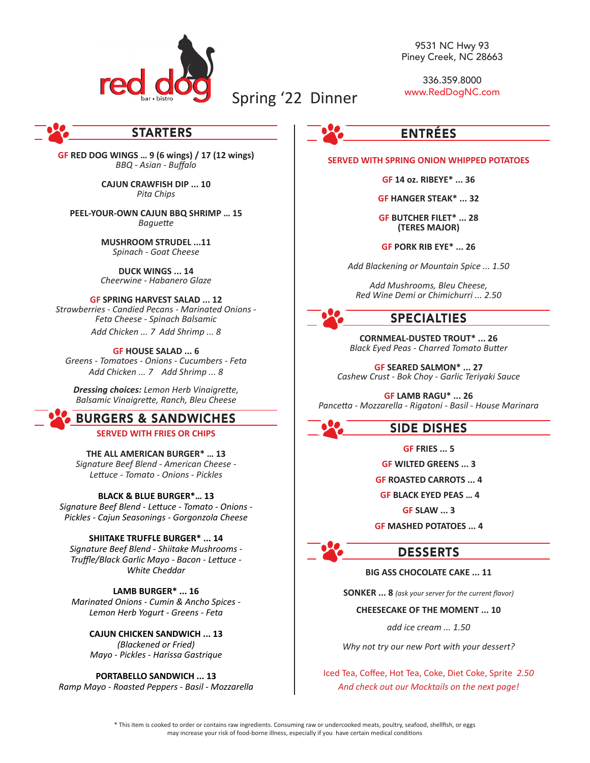# red dog bar • bistro

## Spring '22 Dinner

9531 NC Hwy 93
Piney Creek, NC 28663

336.359.8000
www.RedDogNC.com

## STARTERS

**GF RED DOG WINGS ... 9 (6 wings) / 17 (12 wings)**
*BBQ - Asian - Buffalo*

**CAJUN CRAWFISH DIP ... 10**
*Pita Chips*

**PEEL-YOUR-OWN CAJUN BBQ SHRIMP ... 15**
*Baguette*

**MUSHROOM STRUDEL ...11**
*Spinach - Goat Cheese*

**DUCK WINGS ... 14**
*Cheerwine - Habanero Glaze*

**GF SPRING HARVEST SALAD ... 12**
*Strawberries - Candied Pecans - Marinated Onions - Feta Cheese - Spinach Balsamic*
*Add Chicken ... 7 Add Shrimp ... 8*

**GF HOUSE SALAD ... 6**
*Greens - Tomatoes - Onions - Cucumbers - Feta*
*Add Chicken ... 7 Add Shrimp ... 8*

***Dressing choices:*** *Lemon Herb Vinaigrette, Balsamic Vinaigrette, Ranch, Bleu Cheese*

## BURGERS & SANDWICHES

**SERVED WITH FRIES OR CHIPS**

**THE ALL AMERICAN BURGER* ... 13**
*Signature Beef Blend - American Cheese - Lettuce - Tomato - Onions - Pickles*

**BLACK & BLUE BURGER*... 13**
*Signature Beef Blend - Lettuce - Tomato - Onions - Pickles - Cajun Seasonings - Gorgonzola Cheese*

**SHIITAKE TRUFFLE BURGER* ... 14**
*Signature Beef Blend - Shiitake Mushrooms - Truffle/Black Garlic Mayo - Bacon - Lettuce - White Cheddar*

**LAMB BURGER* ... 16**
*Marinated Onions - Cumin & Ancho Spices - Lemon Herb Yogurt - Greens - Feta*

**CAJUN CHICKEN SANDWICH ... 13**
*(Blackened or Fried)*
*Mayo - Pickles - Harissa Gastrique*

**PORTABELLO SANDWICH ... 13**
*Ramp Mayo - Roasted Peppers - Basil - Mozzarella*

## ENTRÉES

**SERVED WITH SPRING ONION WHIPPED POTATOES**

**GF 14 oz. RIBEYE* ... 36**

**GF HANGER STEAK* ... 32**

**GF BUTCHER FILET* ... 28**
**(TERES MAJOR)**

**GF PORK RIB EYE* ... 26**

*Add Blackening or Mountain Spice ... 1.50*

*Add Mushrooms, Bleu Cheese, Red Wine Demi or Chimichurri ... 2.50*

## SPECIALTIES

**CORNMEAL-DUSTED TROUT* ... 26**
*Black Eyed Peas - Charred Tomato Butter*

**GF SEARED SALMON* ... 27**
*Cashew Crust - Bok Choy - Garlic Teriyaki Sauce*

**GF LAMB RAGU* ... 26**
*Pancetta - Mozzarella - Rigatoni - Basil - House Marinara*

## SIDE DISHES

**GF FRIES ... 5**

**GF WILTED GREENS ... 3**

**GF ROASTED CARROTS ... 4**

**GF BLACK EYED PEAS ... 4**

**GF SLAW ... 3**

**GF MASHED POTATOES ... 4**

## DESSERTS

**BIG ASS CHOCOLATE CAKE ... 11**

**SONKER ... 8** *(ask your server for the current flavor)*

**CHEESECAKE OF THE MOMENT ... 10**

*add ice cream ... 1.50*

*Why not try our new Port with your dessert?*

Iced Tea, Coffee, Hot Tea, Coke, Diet Coke, Sprite *2.50*
*And check out our Mocktails on the next page!*

\* This item is cooked to order or contains raw ingredients. Consuming raw or undercooked meats, poultry, seafood, shellfish, or eggs may increase your risk of food-borne illness, especially if you have certain medical conditions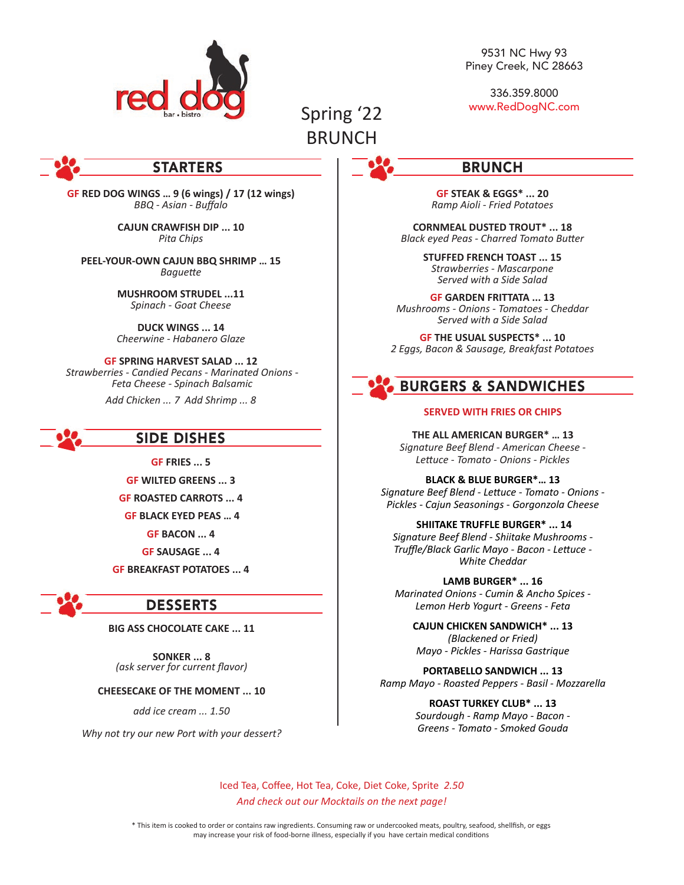red dog bar • bistro

# Spring '22 BRUNCH

9531 NC Hwy 93
Piney Creek, NC 28663

336.359.8000
www.RedDogNC.com

## STARTERS

**GF RED DOG WINGS ... 9 (6 wings) / 17 (12 wings)**
*BBQ - Asian - Buffalo*

**CAJUN CRAWFISH DIP ... 10**
*Pita Chips*

**PEEL-YOUR-OWN CAJUN BBQ SHRIMP ... 15**
*Baguette*

**MUSHROOM STRUDEL ...11**
*Spinach - Goat Cheese*

**DUCK WINGS ... 14**
*Cheerwine - Habanero Glaze*

**GF SPRING HARVEST SALAD ... 12**
*Strawberries - Candied Pecans - Marinated Onions - Feta Cheese - Spinach Balsamic*

*Add Chicken ... 7 Add Shrimp ... 8*

## SIDE DISHES

**GF FRIES ... 5**

**GF WILTED GREENS ... 3**

**GF ROASTED CARROTS ... 4**

**GF BLACK EYED PEAS ... 4**

**GF BACON ... 4**

**GF SAUSAGE ... 4**

**GF BREAKFAST POTATOES ... 4**

## DESSERTS

**BIG ASS CHOCOLATE CAKE ... 11**

**SONKER ... 8**
*(ask server for current flavor)*

**CHEESECAKE OF THE MOMENT ... 10**

*add ice cream ... 1.50*

*Why not try our new Port with your dessert?*

## BRUNCH

**GF STEAK & EGGS* ... 20**
*Ramp Aioli - Fried Potatoes*

**CORNMEAL DUSTED TROUT* ... 18**
*Black eyed Peas - Charred Tomato Butter*

**STUFFED FRENCH TOAST ... 15**
*Strawberries - Mascarpone*
*Served with a Side Salad*

**GF GARDEN FRITTATA ... 13**
*Mushrooms - Onions - Tomatoes - Cheddar*
*Served with a Side Salad*

**GF THE USUAL SUSPECTS* ... 10**
*2 Eggs, Bacon & Sausage, Breakfast Potatoes*

## BURGERS & SANDWICHES

**SERVED WITH FRIES OR CHIPS**

**THE ALL AMERICAN BURGER* ... 13**
*Signature Beef Blend - American Cheese - Lettuce - Tomato - Onions - Pickles*

**BLACK & BLUE BURGER*... 13**
*Signature Beef Blend - Lettuce - Tomato - Onions - Pickles - Cajun Seasonings - Gorgonzola Cheese*

**SHIITAKE TRUFFLE BURGER* ... 14**
*Signature Beef Blend - Shiitake Mushrooms - Truffle/Black Garlic Mayo - Bacon - Lettuce - White Cheddar*

**LAMB BURGER* ... 16**
*Marinated Onions - Cumin & Ancho Spices - Lemon Herb Yogurt - Greens - Feta*

**CAJUN CHICKEN SANDWICH* ... 13**
*(Blackened or Fried)*
*Mayo - Pickles - Harissa Gastrique*

**PORTABELLO SANDWICH ... 13**
*Ramp Mayo - Roasted Peppers - Basil - Mozzarella*

**ROAST TURKEY CLUB* ... 13**
*Sourdough - Ramp Mayo - Bacon - Greens - Tomato - Smoked Gouda*

Iced Tea, Coffee, Hot Tea, Coke, Diet Coke, Sprite *2.50*
*And check out our Mocktails on the next page!*

* This item is cooked to order or contains raw ingredients. Consuming raw or undercooked meats, poultry, seafood, shellfish, or eggs may increase your risk of food-borne illness, especially if you have certain medical conditions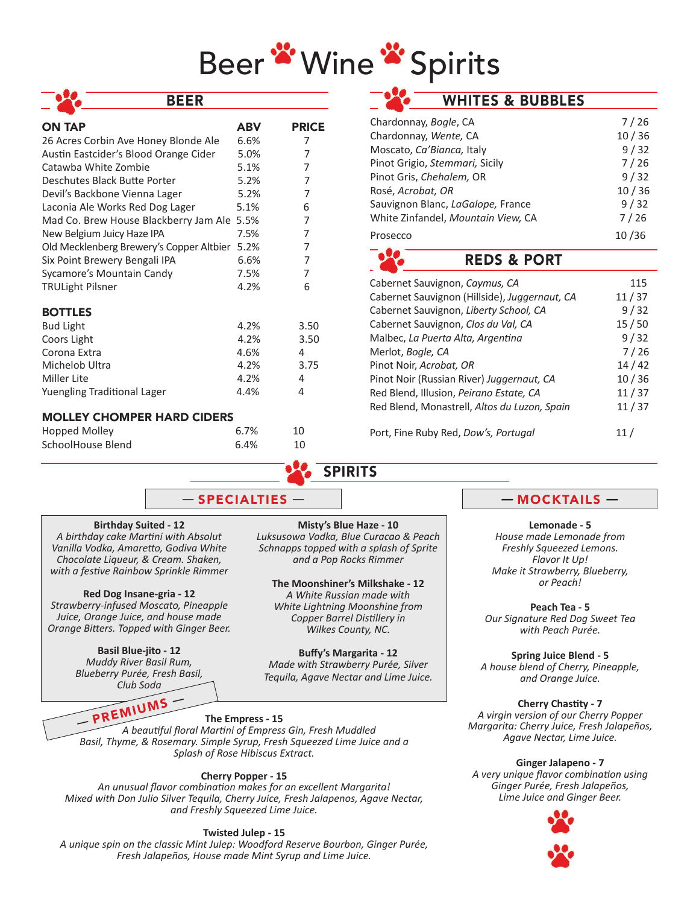# Beer Wine Spirits

## BEER

| ON TAP | ABV | PRICE |
|---|---|---|
| 26 Acres Corbin Ave Honey Blonde Ale | 6.6% | 7 |
| Austin Eastcider's Blood Orange Cider | 5.0% | 7 |
| Catawba White Zombie | 5.1% | 7 |
| Deschutes Black Butte Porter | 5.2% | 7 |
| Devil's Backbone Vienna Lager | 5.2% | 7 |
| Laconia Ale Works Red Dog Lager | 5.1% | 6 |
| Mad Co. Brew House Blackberry Jam Ale | 5.5% | 7 |
| New Belgium Juicy Haze IPA | 7.5% | 7 |
| Old Mecklenberg Brewery's Copper Altbier | 5.2% | 7 |
| Six Point Brewery Bengali IPA | 6.6% | 7 |
| Sycamore's Mountain Candy | 7.5% | 7 |
| TRULight Pilsner | 4.2% | 6 |

| BOTTLES | | |
|---|---|---|
| Bud Light | 4.2% | 3.50 |
| Coors Light | 4.2% | 3.50 |
| Corona Extra | 4.6% | 4 |
| Michelob Ultra | 4.2% | 3.75 |
| Miller Lite | 4.2% | 4 |
| Yuengling Traditional Lager | 4.4% | 4 |

| MOLLEY CHOMPER HARD CIDERS | | |
|---|---|---|
| Hopped Molley | 6.7% | 10 |
| SchoolHouse Blend | 6.4% | 10 |

## WHITES & BUBBLES

| | |
|---|---|
| Chardonnay, *Bogle*, CA | 7 / 26 |
| Chardonnay, *Wente*, CA | 10 / 36 |
| Moscato, *Ca'Bianca*, Italy | 9 / 32 |
| Pinot Grigio, *Stemmari*, Sicily | 7 / 26 |
| Pinot Gris, *Chehalem*, OR | 9 / 32 |
| Rosé, *Acrobat, OR* | 10 / 36 |
| Sauvignon Blanc, *LaGalope*, France | 9 / 32 |
| White Zinfandel, *Mountain View*, CA | 7 / 26 |
| Prosecco | 10 /36 |

## REDS & PORT

| | |
|---|---|
| Cabernet Sauvignon, *Caymus, CA* | 115 |
| Cabernet Sauvignon (Hillside), *Juggernaut, CA* | 11 / 37 |
| Cabernet Sauvignon, *Liberty School, CA* | 9 / 32 |
| Cabernet Sauvignon, *Clos du Val, CA* | 15 / 50 |
| Malbec, *La Puerta Alta, Argentina* | 9 / 32 |
| Merlot, *Bogle, CA* | 7 / 26 |
| Pinot Noir, *Acrobat, OR* | 14 / 42 |
| Pinot Noir (Russian River) *Juggernaut, CA* | 10 / 36 |
| Red Blend, Illusion, *Peirano Estate, CA* | 11 / 37 |
| Red Blend, Monastrell, *Altos du Luzon, Spain* | 11 / 37 |
| Port, Fine Ruby Red, *Dow's, Portugal* | 11 / |

## SPIRITS

### — SPECIALTIES —

**Birthday Suited - 12**
*A birthday cake Martini with Absolut Vanilla Vodka, Amaretto, Godiva White Chocolate Liqueur, & Cream. Shaken, with a festive Rainbow Sprinkle Rimmer*

**Red Dog Insane-gria - 12**
*Strawberry-infused Moscato, Pineapple Juice, Orange Juice, and house made Orange Bitters. Topped with Ginger Beer.*

**Basil Blue-jito - 12**
*Muddy River Basil Rum, Blueberry Purée, Fresh Basil, Club Soda*

**Misty's Blue Haze - 10**
*Luksusowa Vodka, Blue Curacao & Peach Schnapps topped with a splash of Sprite and a Pop Rocks Rimmer*

**The Moonshiner's Milkshake - 12**
*A White Russian made with White Lightning Moonshine from Copper Barrel Distillery in Wilkes County, NC.*

**Buffy's Margarita - 12**
*Made with Strawberry Purée, Silver Tequila, Agave Nectar and Lime Juice.*

### — PREMIUMS —

**The Empress - 15**
*A beautiful floral Martini of Empress Gin, Fresh Muddled Basil, Thyme, & Rosemary. Simple Syrup, Fresh Squeezed Lime Juice and a Splash of Rose Hibiscus Extract.*

**Cherry Popper - 15**
*An unusual flavor combination makes for an excellent Margarita! Mixed with Don Julio Silver Tequila, Cherry Juice, Fresh Jalapenos, Agave Nectar, and Freshly Squeezed Lime Juice.*

**Twisted Julep - 15**
*A unique spin on the classic Mint Julep: Woodford Reserve Bourbon, Ginger Purée, Fresh Jalapeños, House made Mint Syrup and Lime Juice.*

### — MOCKTAILS —

**Lemonade - 5**
*House made Lemonade from Freshly Squeezed Lemons. Flavor It Up! Make it Strawberry, Blueberry, or Peach!*

**Peach Tea - 5**
*Our Signature Red Dog Sweet Tea with Peach Purée.*

**Spring Juice Blend - 5**
*A house blend of Cherry, Pineapple, and Orange Juice.*

**Cherry Chastity - 7**
*A virgin version of our Cherry Popper Margarita: Cherry Juice, Fresh Jalapeños, Agave Nectar, Lime Juice.*

**Ginger Jalapeno - 7**
*A very unique flavor combination using Ginger Purée, Fresh Jalapeños, Lime Juice and Ginger Beer.*